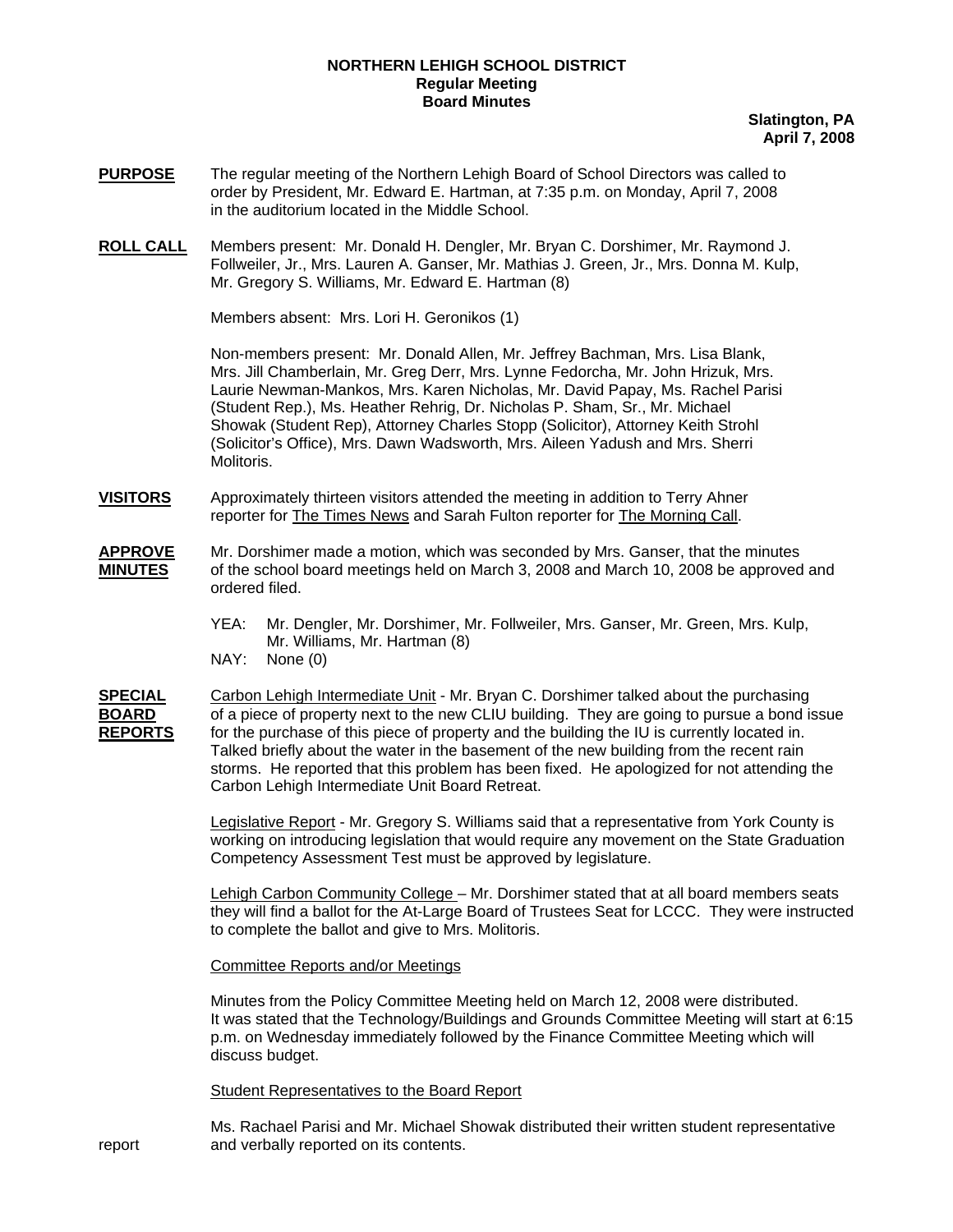**NORTHERN LEHIGH SCHOOL DISTRICT**
**Regular Meeting**
**Board Minutes**

**Slatington, PA**
**April 7, 2008**

**PURPOSE** The regular meeting of the Northern Lehigh Board of School Directors was called to order by President, Mr. Edward E. Hartman, at 7:35 p.m. on Monday, April 7, 2008 in the auditorium located in the Middle School.

**ROLL CALL** Members present: Mr. Donald H. Dengler, Mr. Bryan C. Dorshimer, Mr. Raymond J. Follweiler, Jr., Mrs. Lauren A. Ganser, Mr. Mathias J. Green, Jr., Mrs. Donna M. Kulp, Mr. Gregory S. Williams, Mr. Edward E. Hartman (8)

Members absent: Mrs. Lori H. Geronikos (1)

Non-members present: Mr. Donald Allen, Mr. Jeffrey Bachman, Mrs. Lisa Blank, Mrs. Jill Chamberlain, Mr. Greg Derr, Mrs. Lynne Fedorcha, Mr. John Hrizuk, Mrs. Laurie Newman-Mankos, Mrs. Karen Nicholas, Mr. David Papay, Ms. Rachel Parisi (Student Rep.), Ms. Heather Rehrig, Dr. Nicholas P. Sham, Sr., Mr. Michael Showak (Student Rep), Attorney Charles Stopp (Solicitor), Attorney Keith Strohl (Solicitor's Office), Mrs. Dawn Wadsworth, Mrs. Aileen Yadush and Mrs. Sherri Molitoris.

**VISITORS** Approximately thirteen visitors attended the meeting in addition to Terry Ahner reporter for The Times News and Sarah Fulton reporter for The Morning Call.

**APPROVE MINUTES** Mr. Dorshimer made a motion, which was seconded by Mrs. Ganser, that the minutes of the school board meetings held on March 3, 2008 and March 10, 2008 be approved and ordered filed.

YEA: Mr. Dengler, Mr. Dorshimer, Mr. Follweiler, Mrs. Ganser, Mr. Green, Mrs. Kulp, Mr. Williams, Mr. Hartman (8)
NAY: None (0)

**SPECIAL BOARD REPORTS** Carbon Lehigh Intermediate Unit - Mr. Bryan C. Dorshimer talked about the purchasing of a piece of property next to the new CLIU building. They are going to pursue a bond issue for the purchase of this piece of property and the building the IU is currently located in. Talked briefly about the water in the basement of the new building from the recent rain storms. He reported that this problem has been fixed. He apologized for not attending the Carbon Lehigh Intermediate Unit Board Retreat.

Legislative Report - Mr. Gregory S. Williams said that a representative from York County is working on introducing legislation that would require any movement on the State Graduation Competency Assessment Test must be approved by legislature.

Lehigh Carbon Community College – Mr. Dorshimer stated that at all board members seats they will find a ballot for the At-Large Board of Trustees Seat for LCCC. They were instructed to complete the ballot and give to Mrs. Molitoris.

Committee Reports and/or Meetings

Minutes from the Policy Committee Meeting held on March 12, 2008 were distributed. It was stated that the Technology/Buildings and Grounds Committee Meeting will start at 6:15 p.m. on Wednesday immediately followed by the Finance Committee Meeting which will discuss budget.

Student Representatives to the Board Report

report Ms. Rachael Parisi and Mr. Michael Showak distributed their written student representative and verbally reported on its contents.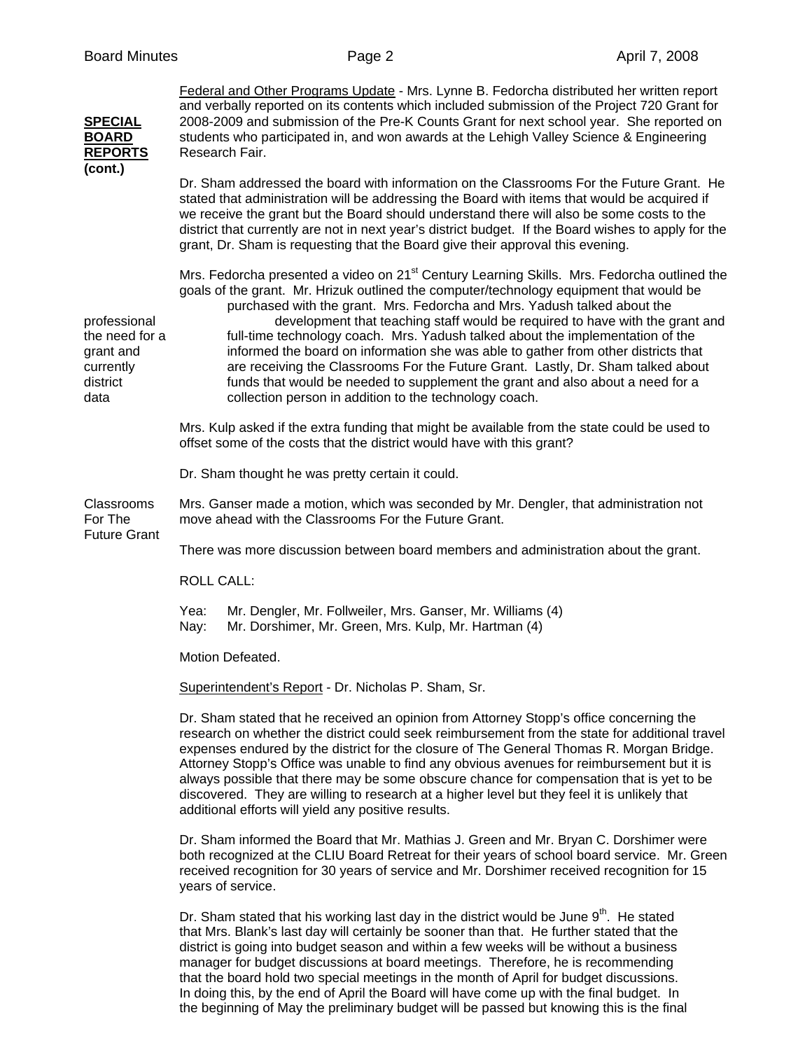**SPECIAL BOARD REPORTS (cont.)**

Federal and Other Programs Update - Mrs. Lynne B. Fedorcha distributed her written report and verbally reported on its contents which included submission of the Project 720 Grant for 2008-2009 and submission of the Pre-K Counts Grant for next school year. She reported on students who participated in, and won awards at the Lehigh Valley Science & Engineering Research Fair.

Dr. Sham addressed the board with information on the Classrooms For the Future Grant. He stated that administration will be addressing the Board with items that would be acquired if we receive the grant but the Board should understand there will also be some costs to the district that currently are not in next year's district budget. If the Board wishes to apply for the grant, Dr. Sham is requesting that the Board give their approval this evening.

Mrs. Fedorcha presented a video on 21st Century Learning Skills. Mrs. Fedorcha outlined the goals of the grant. Mr. Hrizuk outlined the computer/technology equipment that would be purchased with the grant. Mrs. Fedorcha and Mrs. Yadush talked about the professional development that teaching staff would be required to have with the grant and the need for a full-time technology coach. Mrs. Yadush talked about the implementation of the grant and informed the board on information she was able to gather from other districts that currently are receiving the Classrooms For the Future Grant. Lastly, Dr. Sham talked about district funds that would be needed to supplement the grant and also about a need for a data collection person in addition to the technology coach.

Mrs. Kulp asked if the extra funding that might be available from the state could be used to offset some of the costs that the district would have with this grant?

Dr. Sham thought he was pretty certain it could.

**Classrooms For The Future Grant**

Mrs. Ganser made a motion, which was seconded by Mr. Dengler, that administration not move ahead with the Classrooms For the Future Grant.

There was more discussion between board members and administration about the grant.

ROLL CALL:

Yea: Mr. Dengler, Mr. Follweiler, Mrs. Ganser, Mr. Williams (4)
Nay: Mr. Dorshimer, Mr. Green, Mrs. Kulp, Mr. Hartman (4)

Motion Defeated.

Superintendent's Report - Dr. Nicholas P. Sham, Sr.

Dr. Sham stated that he received an opinion from Attorney Stopp's office concerning the research on whether the district could seek reimbursement from the state for additional travel expenses endured by the district for the closure of The General Thomas R. Morgan Bridge. Attorney Stopp's Office was unable to find any obvious avenues for reimbursement but it is always possible that there may be some obscure chance for compensation that is yet to be discovered. They are willing to research at a higher level but they feel it is unlikely that additional efforts will yield any positive results.

Dr. Sham informed the Board that Mr. Mathias J. Green and Mr. Bryan C. Dorshimer were both recognized at the CLIU Board Retreat for their years of school board service. Mr. Green received recognition for 30 years of service and Mr. Dorshimer received recognition for 15 years of service.

Dr. Sham stated that his working last day in the district would be June 9th. He stated that Mrs. Blank's last day will certainly be sooner than that. He further stated that the district is going into budget season and within a few weeks will be without a business manager for budget discussions at board meetings. Therefore, he is recommending that the board hold two special meetings in the month of April for budget discussions. In doing this, by the end of April the Board will have come up with the final budget. In the beginning of May the preliminary budget will be passed but knowing this is the final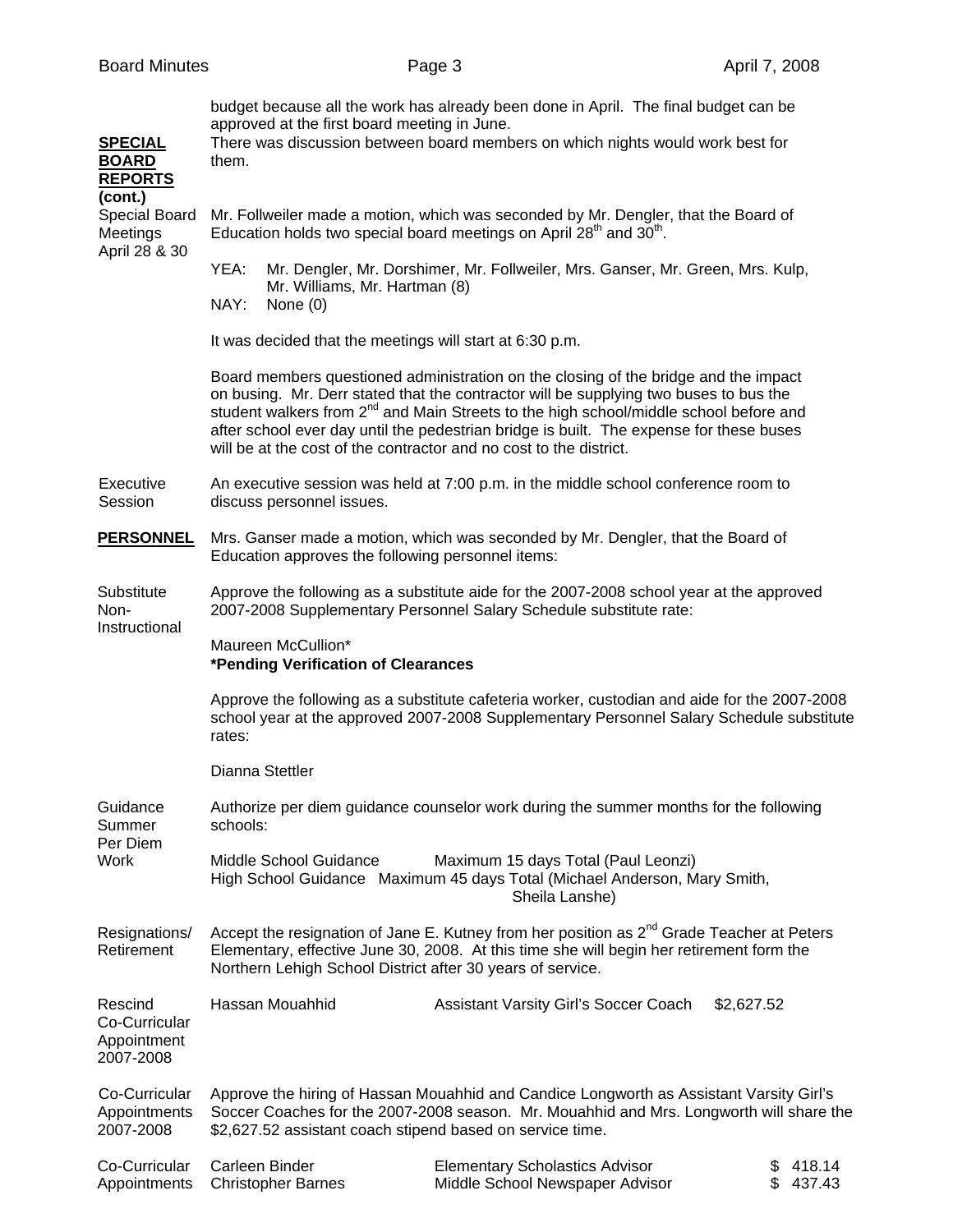budget because all the work has already been done in April. The final budget can be approved at the first board meeting in June.

**SPECIAL BOARD REPORTS (cont.)**

There was discussion between board members on which nights would work best for them.

Special Board Meetings April 28 & 30

Mr. Follweiler made a motion, which was seconded by Mr. Dengler, that the Board of Education holds two special board meetings on April 28th and 30th.

YEA: Mr. Dengler, Mr. Dorshimer, Mr. Follweiler, Mrs. Ganser, Mr. Green, Mrs. Kulp, Mr. Williams, Mr. Hartman (8)
NAY: None (0)

It was decided that the meetings will start at 6:30 p.m.

Board members questioned administration on the closing of the bridge and the impact on busing. Mr. Derr stated that the contractor will be supplying two buses to bus the student walkers from 2nd and Main Streets to the high school/middle school before and after school ever day until the pedestrian bridge is built. The expense for these buses will be at the cost of the contractor and no cost to the district.

Executive Session

An executive session was held at 7:00 p.m. in the middle school conference room to discuss personnel issues.

**PERSONNEL**

Mrs. Ganser made a motion, which was seconded by Mr. Dengler, that the Board of Education approves the following personnel items:

Substitute Non-Instructional

Approve the following as a substitute aide for the 2007-2008 school year at the approved 2007-2008 Supplementary Personnel Salary Schedule substitute rate:

Maureen McCullion*
**\*Pending Verification of Clearances**

Approve the following as a substitute cafeteria worker, custodian and aide for the 2007-2008 school year at the approved 2007-2008 Supplementary Personnel Salary Schedule substitute rates:

Dianna Stettler

Guidance Summer Per Diem Work

Authorize per diem guidance counselor work during the summer months for the following schools:

Middle School Guidance Maximum 15 days Total (Paul Leonzi)
High School Guidance Maximum 45 days Total (Michael Anderson, Mary Smith, Sheila Lanshe)

Resignations/ Retirement

Accept the resignation of Jane E. Kutney from her position as 2nd Grade Teacher at Peters Elementary, effective June 30, 2008. At this time she will begin her retirement form the Northern Lehigh School District after 30 years of service.

Rescind Co-Curricular Appointment 2007-2008

Hassan Mouahhid Assistant Varsity Girl's Soccer Coach $2,627.52

Co-Curricular Appointments 2007-2008

Approve the hiring of Hassan Mouahhid and Candice Longworth as Assistant Varsity Girl's Soccer Coaches for the 2007-2008 season. Mr. Mouahhid and Mrs. Longworth will share the $2,627.52 assistant coach stipend based on service time.

Co-Curricular Appointments

| | | |
|---|---|---|
| Carleen Binder | Elementary Scholastics Advisor | $ 418.14 |
| Christopher Barnes | Middle School Newspaper Advisor | $ 437.43 |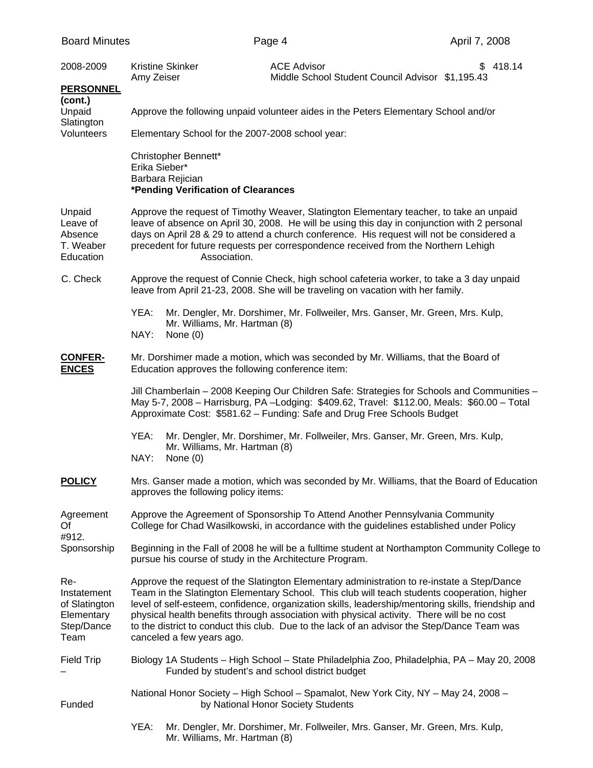2008-2009 Kristine Skinker ACE Advisor $ 418.14
Amy Zeiser Middle School Student Council Advisor $1,195.43

**PERSONNEL (cont.)**

Unpaid Slatington Volunteers

Approve the following unpaid volunteer aides in the Peters Elementary School and/or Slatington Elementary School for the 2007-2008 school year:

Christopher Bennett*
Erika Sieber*
Barbara Rejician
**\*Pending Verification of Clearances**

Unpaid Leave of Absence T. Weaber

Approve the request of Timothy Weaver, Slatington Elementary teacher, to take an unpaid leave of absence on April 30, 2008. He will be using this day in conjunction with 2 personal days on April 28 & 29 to attend a church conference. His request will not be considered a precedent for future requests per correspondence received from the Northern Lehigh Education Association.

C. Check

Approve the request of Connie Check, high school cafeteria worker, to take a 3 day unpaid leave from April 21-23, 2008. She will be traveling on vacation with her family.

YEA: Mr. Dengler, Mr. Dorshimer, Mr. Follweiler, Mrs. Ganser, Mr. Green, Mrs. Kulp, Mr. Williams, Mr. Hartman (8)
NAY: None (0)

**CONFERENCES**

Mr. Dorshimer made a motion, which was seconded by Mr. Williams, that the Board of Education approves the following conference item:

Jill Chamberlain – 2008 Keeping Our Children Safe: Strategies for Schools and Communities – May 5-7, 2008 – Harrisburg, PA –Lodging: $409.62, Travel: $112.00, Meals: $60.00 – Total Approximate Cost: $581.62 – Funding: Safe and Drug Free Schools Budget

YEA: Mr. Dengler, Mr. Dorshimer, Mr. Follweiler, Mrs. Ganser, Mr. Green, Mrs. Kulp, Mr. Williams, Mr. Hartman (8)
NAY: None (0)

**POLICY**

Mrs. Ganser made a motion, which was seconded by Mr. Williams, that the Board of Education approves the following policy items:

Agreement Of Sponsorship

Approve the Agreement of Sponsorship To Attend Another Pennsylvania Community College for Chad Wasilkowski, in accordance with the guidelines established under Policy #912. Beginning in the Fall of 2008 he will be a fulltime student at Northampton Community College to pursue his course of study in the Architecture Program.

Re-Instatement of Slatington Elementary Step/Dance Team

Approve the request of the Slatington Elementary administration to re-instate a Step/Dance Team in the Slatington Elementary School. This club will teach students cooperation, higher level of self-esteem, confidence, organization skills, leadership/mentoring skills, friendship and physical health benefits through association with physical activity. There will be no cost to the district to conduct this club. Due to the lack of an advisor the Step/Dance Team was canceled a few years ago.

Field Trip – Funded

Biology 1A Students – High School – State Philadelphia Zoo, Philadelphia, PA – May 20, 2008 – Funded by student's and school district budget

National Honor Society – High School – Spamalot, New York City, NY – May 24, 2008 – Funded by National Honor Society Students

YEA: Mr. Dengler, Mr. Dorshimer, Mr. Follweiler, Mrs. Ganser, Mr. Green, Mrs. Kulp, Mr. Williams, Mr. Hartman (8)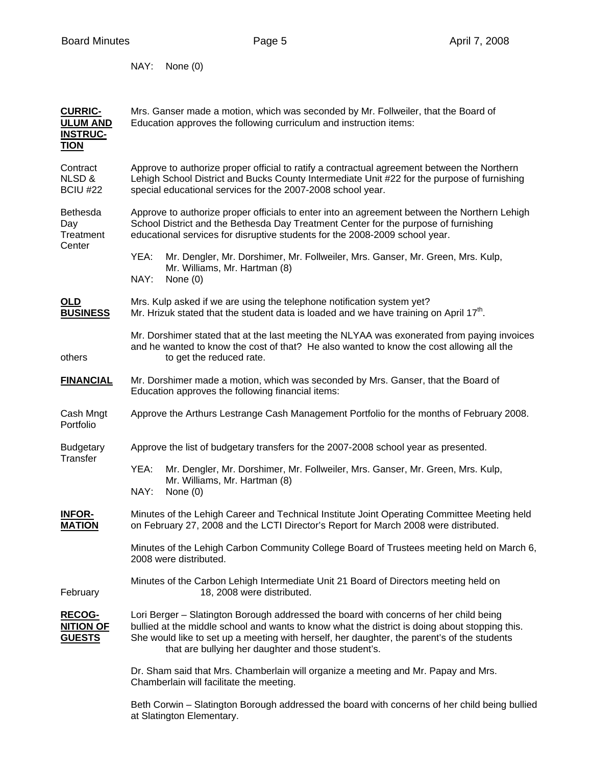NAY: None (0)

**CURRICULUM AND INSTRUCTION**

Mrs. Ganser made a motion, which was seconded by Mr. Follweiler, that the Board of Education approves the following curriculum and instruction items:

Contract NLSD & BCIU #22

Approve to authorize proper official to ratify a contractual agreement between the Northern Lehigh School District and Bucks County Intermediate Unit #22 for the purpose of furnishing special educational services for the 2007-2008 school year.

Bethesda Day Treatment Center

Approve to authorize proper officials to enter into an agreement between the Northern Lehigh School District and the Bethesda Day Treatment Center for the purpose of furnishing educational services for disruptive students for the 2008-2009 school year.

YEA: Mr. Dengler, Mr. Dorshimer, Mr. Follweiler, Mrs. Ganser, Mr. Green, Mrs. Kulp, Mr. Williams, Mr. Hartman (8)
NAY: None (0)

**OLD BUSINESS**

Mrs. Kulp asked if we are using the telephone notification system yet?
Mr. Hrizuk stated that the student data is loaded and we have training on April 17th.

Mr. Dorshimer stated that at the last meeting the NLYAA was exonerated from paying invoices and he wanted to know the cost of that? He also wanted to know the cost allowing all the others to get the reduced rate.

**FINANCIAL**

Mr. Dorshimer made a motion, which was seconded by Mrs. Ganser, that the Board of Education approves the following financial items:

Cash Mngt Portfolio

Approve the Arthurs Lestrange Cash Management Portfolio for the months of February 2008.

Budgetary Transfer

Approve the list of budgetary transfers for the 2007-2008 school year as presented.

YEA: Mr. Dengler, Mr. Dorshimer, Mr. Follweiler, Mrs. Ganser, Mr. Green, Mrs. Kulp, Mr. Williams, Mr. Hartman (8)
NAY: None (0)

**INFORMATION**

Minutes of the Lehigh Career and Technical Institute Joint Operating Committee Meeting held on February 27, 2008 and the LCTI Director's Report for March 2008 were distributed.

Minutes of the Lehigh Carbon Community College Board of Trustees meeting held on March 6, 2008 were distributed.

Minutes of the Carbon Lehigh Intermediate Unit 21 Board of Directors meeting held on February 18, 2008 were distributed.

**RECOGNITION OF GUESTS**

Lori Berger – Slatington Borough addressed the board with concerns of her child being bullied at the middle school and wants to know what the district is doing about stopping this. She would like to set up a meeting with herself, her daughter, the parent's of the students that are bullying her daughter and those student's.

Dr. Sham said that Mrs. Chamberlain will organize a meeting and Mr. Papay and Mrs. Chamberlain will facilitate the meeting.

Beth Corwin – Slatington Borough addressed the board with concerns of her child being bullied at Slatington Elementary.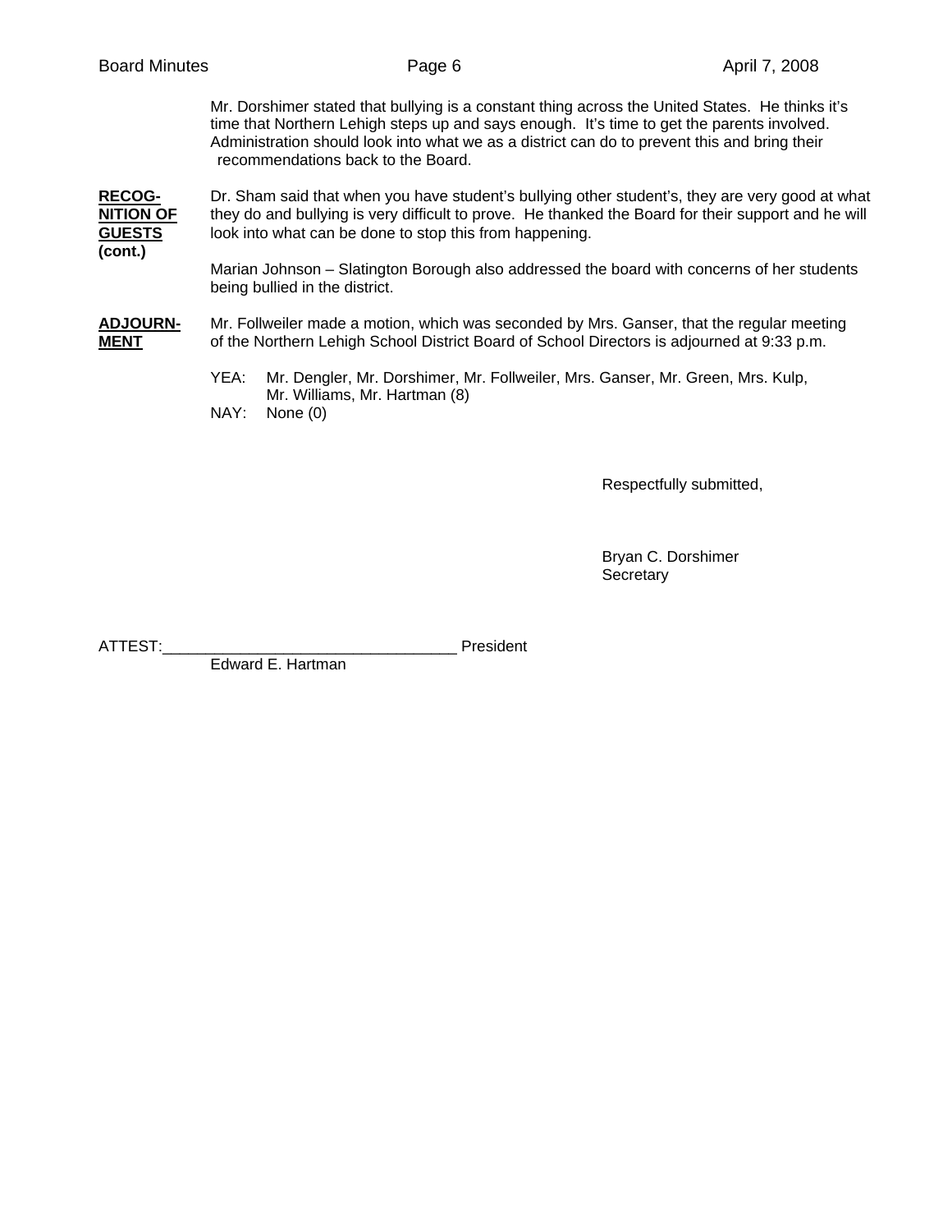Mr. Dorshimer stated that bullying is a constant thing across the United States. He thinks it's time that Northern Lehigh steps up and says enough. It's time to get the parents involved. Administration should look into what we as a district can do to prevent this and bring their recommendations back to the Board.

**RECOGNITION OF GUESTS (cont.)**

Dr. Sham said that when you have student's bullying other student's, they are very good at what they do and bullying is very difficult to prove. He thanked the Board for their support and he will look into what can be done to stop this from happening.

Marian Johnson – Slatington Borough also addressed the board with concerns of her students being bullied in the district.

**ADJOURNMENT**

Mr. Follweiler made a motion, which was seconded by Mrs. Ganser, that the regular meeting of the Northern Lehigh School District Board of School Directors is adjourned at 9:33 p.m.

YEA: Mr. Dengler, Mr. Dorshimer, Mr. Follweiler, Mrs. Ganser, Mr. Green, Mrs. Kulp, Mr. Williams, Mr. Hartman (8)
NAY: None (0)

Respectfully submitted,

Bryan C. Dorshimer
Secretary

ATTEST:_________________________________ President
Edward E. Hartman